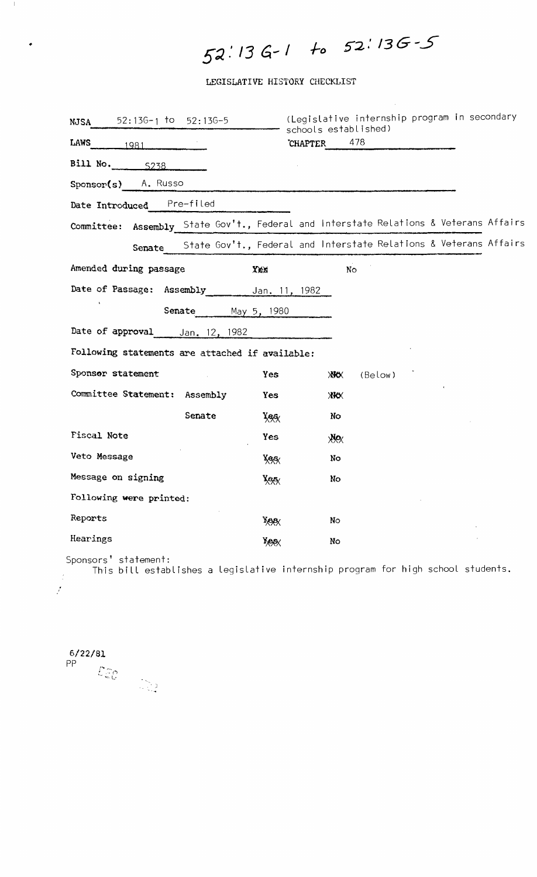# 52:13G-1 to 52:13G-5

## LEGISLATIVE HISTORY CHECKLIST

**NJSA** 52:13G-1 to 52:13G-5 (Legislative internship program in secondary schools established)

**LAWS** 1981 **CHAPTER** 478

**Bill No.** S238

**Sponsor(s)** A. Russo

**Date Introduced** Pre-filed

**Committee: Assembly** State Gov't., Federal and Interstate Relations & Veterans Affairs

**Senate** State Gov't., Federal and Interstate Relations & Veterans Affairs

**Amended during passage** ~~Yes~~ No

**Date of Passage: Assembly** Jan. 11, 1982

**Senate** May 5, 1980

**Date of approval** Jan. 12, 1982

**Following statements are attached if available:**

| | | | |
|---|---|---|---|
| Sponsor statement | Yes | ~~No~~ | (Below) |
| Committee Statement: Assembly | Yes | ~~No~~ | |
| Senate | ~~Yes~~ | No | |
| Fiscal Note | Yes | ~~No~~ | |
| Veto Message | ~~Yes~~ | No | |
| Message on signing | ~~Yes~~ | No | |

**Following were printed:**

| | | |
|---|---|---|
| Reports | ~~Yes~~ | No |
| Hearings | ~~Yes~~ | No |

Sponsors' statement:

This bill establishes a legislative internship program for high school students.

6/22/81
PP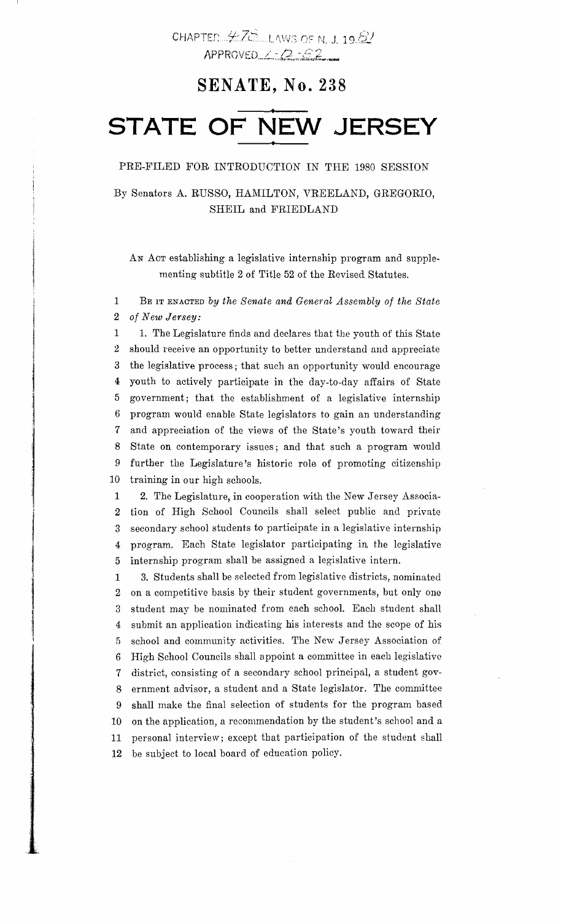CHAPTER 476 LAWS OF N. J. 1981
APPROVED 1-12-82

# SENATE, No. 238

# STATE OF NEW JERSEY

PRE-FILED FOR INTRODUCTION IN THE 1980 SESSION

By Senators A. RUSSO, HAMILTON, VREELAND, GREGORIO, SHEIL and FRIEDLAND

AN ACT establishing a legislative internship program and supplementing subtitle 2 of Title 52 of the Revised Statutes.

BE IT ENACTED *by the Senate and General Assembly of the State of New Jersey:*

1. The Legislature finds and declares that the youth of this State should receive an opportunity to better understand and appreciate the legislative process; that such an opportunity would encourage youth to actively participate in the day-to-day affairs of State government; that the establishment of a legislative internship program would enable State legislators to gain an understanding and appreciation of the views of the State's youth toward their State on contemporary issues; and that such a program would further the Legislature's historic role of promoting citizenship training in our high schools.

2. The Legislature, in cooperation with the New Jersey Association of High School Councils shall select public and private secondary school students to participate in a legislative internship program. Each State legislator participating in the legislative internship program shall be assigned a legislative intern.

3. Students shall be selected from legislative districts, nominated on a competitive basis by their student governments, but only one student may be nominated from each school. Each student shall submit an application indicating his interests and the scope of his school and community activities. The New Jersey Association of High School Councils shall appoint a committee in each legislative district, consisting of a secondary school principal, a student government advisor, a student and a State legislator. The committee shall make the final selection of students for the program based on the application, a recommendation by the student's school and a personal interview; except that participation of the student shall be subject to local board of education policy.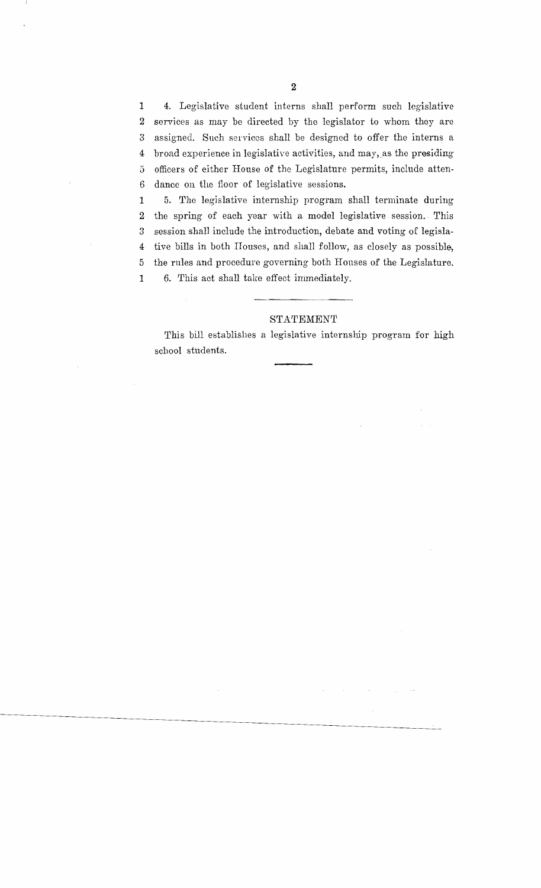4. Legislative student interns shall perform such legislative services as may be directed by the legislator to whom they are assigned. Such services shall be designed to offer the interns a broad experience in legislative activities, and may, as the presiding officers of either House of the Legislature permits, include attendance on the floor of legislative sessions.

5. The legislative internship program shall terminate during the spring of each year with a model legislative session. This session shall include the introduction, debate and voting of legislative bills in both Houses, and shall follow, as closely as possible, the rules and procedure governing both Houses of the Legislature.

6. This act shall take effect immediately.

## STATEMENT

This bill establishes a legislative internship program for high school students.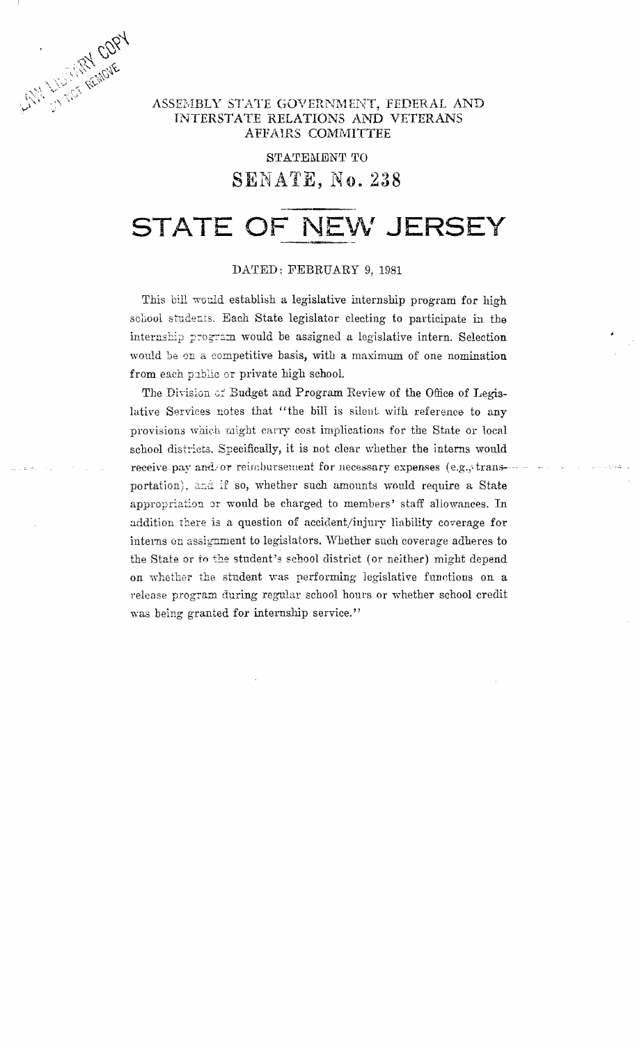ASSEMBLY STATE GOVERNMENT, FEDERAL AND INTERSTATE RELATIONS AND VETERANS AFFAIRS COMMITTEE

STATEMENT TO

# SENATE, No. 238

# STATE OF NEW JERSEY

DATED: FEBRUARY 9, 1981

This bill would establish a legislative internship program for high school students. Each State legislator electing to participate in the internship program would be assigned a legislative intern. Selection would be on a competitive basis, with a maximum of one nomination from each public or private high school.

The Division of Budget and Program Review of the Office of Legislative Services notes that "the bill is silent with reference to any provisions which might carry cost implications for the State or local school districts. Specifically, it is not clear whether the interns would receive pay and/or reimbursement for necessary expenses (e.g., transportation), and if so, whether such amounts would require a State appropriation or would be charged to members' staff allowances. In addition there is a question of accident/injury liability coverage for interns on assignment to legislators. Whether such coverage adheres to the State or to the student's school district (or neither) might depend on whether the student was performing legislative functions on a release program during regular school hours or whether school credit was being granted for internship service."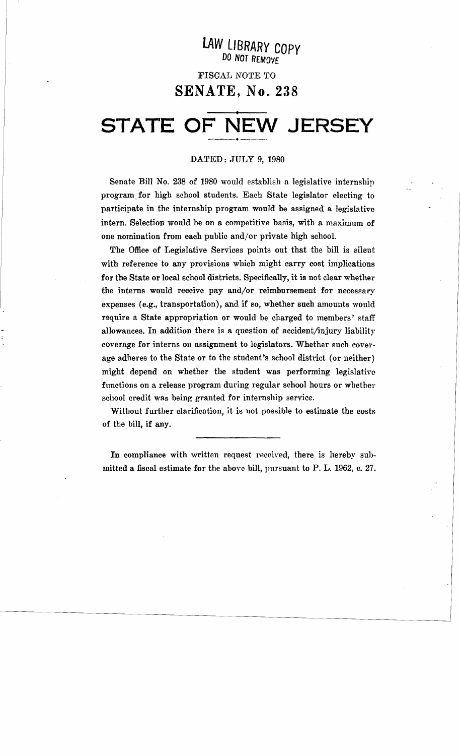LAW LIBRARY COPY
DO NOT REMOVE

FISCAL NOTE TO

# SENATE, No. 238

# STATE OF NEW JERSEY

DATED: JULY 9, 1980

Senate Bill No. 238 of 1980 would establish a legislative internship program for high school students. Each State legislator electing to participate in the internship program would be assigned a legislative intern. Selection would be on a competitive basis, with a maximum of one nomination from each public and/or private high school.

The Office of Legislative Services points out that the bill is silent with reference to any provisions which might carry cost implications for the State or local school districts. Specifically, it is not clear whether the interns would receive pay and/or reimbursement for necessary expenses (e.g., transportation), and if so, whether such amounts would require a State appropriation or would be charged to members' staff allowances. In addition there is a question of accident/injury liability coverage for interns on assignment to legislators. Whether such coverage adheres to the State or to the student's school district (or neither) might depend on whether the student was performing legislative functions on a release program during regular school hours or whether school credit was being granted for internship service.

Without further clarification, it is not possible to estimate the costs of the bill, if any.

---

**In compliance with written request received, there is hereby submitted a fiscal estimate for the above bill, pursuant to P. L. 1962, c. 27.**